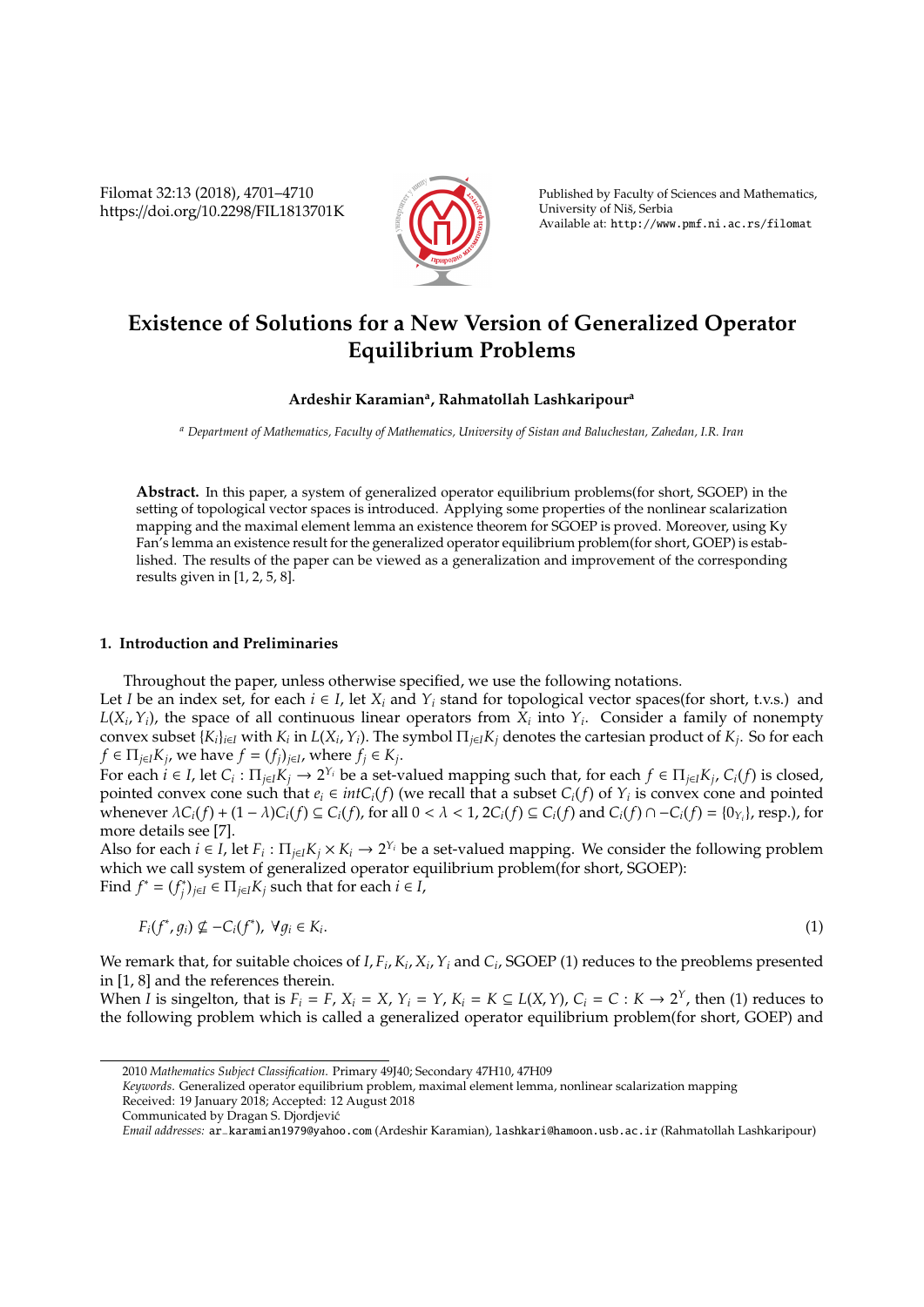# Existence of Solutions for a New Version of Generalized Operator Equilibrium Problems

**Ardeshir Karamian[a], Rahmatollah Lashkaripour[a]**

[a] *Department of Mathematics, Faculty of Mathematics, University of Sistan and Baluchestan, Zahedan, I.R. Iran*

**Abstract.** In this paper, a system of generalized operator equilibrium problems(for short, SGOEP) in the setting of topological vector spaces is introduced. Applying some properties of the nonlinear scalarization mapping and the maximal element lemma an existence theorem for SGOEP is proved. Moreover, using Ky Fan's lemma an existence result for the generalized operator equilibrium problem(for short, GOEP) is established. The results of the paper can be viewed as a generalization and improvement of the corresponding results given in [1, 2, 5, 8].

## 1. Introduction and Preliminaries

Throughout the paper, unless otherwise specified, we use the following notations.

Let $I$ be an index set, for each $i \in I$, let $X_i$ and $Y_i$ stand for topological vector spaces(for short, t.v.s.) and $L(X_i, Y_i)$, the space of all continuous linear operators from $X_i$ into $Y_i$. Consider a family of nonempty convex subset $\{K_i\}_{i \in I}$ with $K_i$ in $L(X_i, Y_i)$. The symbol $\Pi_{j \in I} K_j$ denotes the cartesian product of $K_j$. So for each $f \in \Pi_{j \in I} K_j$, we have $f = (f_j)_{j \in I}$, where $f_j \in K_j$.

For each $i \in I$, let $C_i : \Pi_{j \in I} K_j \to 2^{Y_i}$ be a set-valued mapping such that, for each $f \in \Pi_{j \in I} K_j$, $C_i(f)$ is closed, pointed convex cone such that $e_i \in intC_i(f)$ (we recall that a subset $C_i(f)$ of $Y_i$ is convex cone and pointed whenever $\lambda C_i(f) + (1 - \lambda)C_i(f) \subseteq C_i(f)$, for all $0 < \lambda < 1$, $2C_i(f) \subseteq C_i(f)$ and $C_i(f) \cap -C_i(f) = \{0_{Y_i}\}$, resp.), for more details see [7].

Also for each $i \in I$, let $F_i : \Pi_{j \in I} K_j \times K_i \to 2^{Y_i}$ be a set-valued mapping. We consider the following problem which we call system of generalized operator equilibrium problem(for short, SGOEP):

Find $f^* = (f_j^*)_{j \in I} \in \Pi_{j \in I} K_j$ such that for each $i \in I$,

$$F_i(f^*, g_i) \nsubseteq -C_i(f^*), \ \forall g_i \in K_i. \tag{1}$$

We remark that, for suitable choices of $I, F_i, K_i, X_i, Y_i$ and $C_i$, SGOEP (1) reduces to the preoblems presented in [1, 8] and the references therein.

When $I$ is singelton, that is $F_i = F$, $X_i = X$, $Y_i = Y$, $K_i = K \subseteq L(X, Y)$, $C_i = C : K \to 2^Y$, then (1) reduces to the following problem which is called a generalized operator equilibrium problem(for short, GOEP) and

---

2010 *Mathematics Subject Classification.* Primary 49J40; Secondary 47H10, 47H09

*Keywords.* Generalized operator equilibrium problem, maximal element lemma, nonlinear scalarization mapping

Received: 19 January 2018; Accepted: 12 August 2018

Communicated by Dragan S. Djordjević

*Email addresses:* ar_karamian1979@yahoo.com (Ardeshir Karamian), lashkari@hamoon.usb.ac.ir (Rahmatollah Lashkaripour)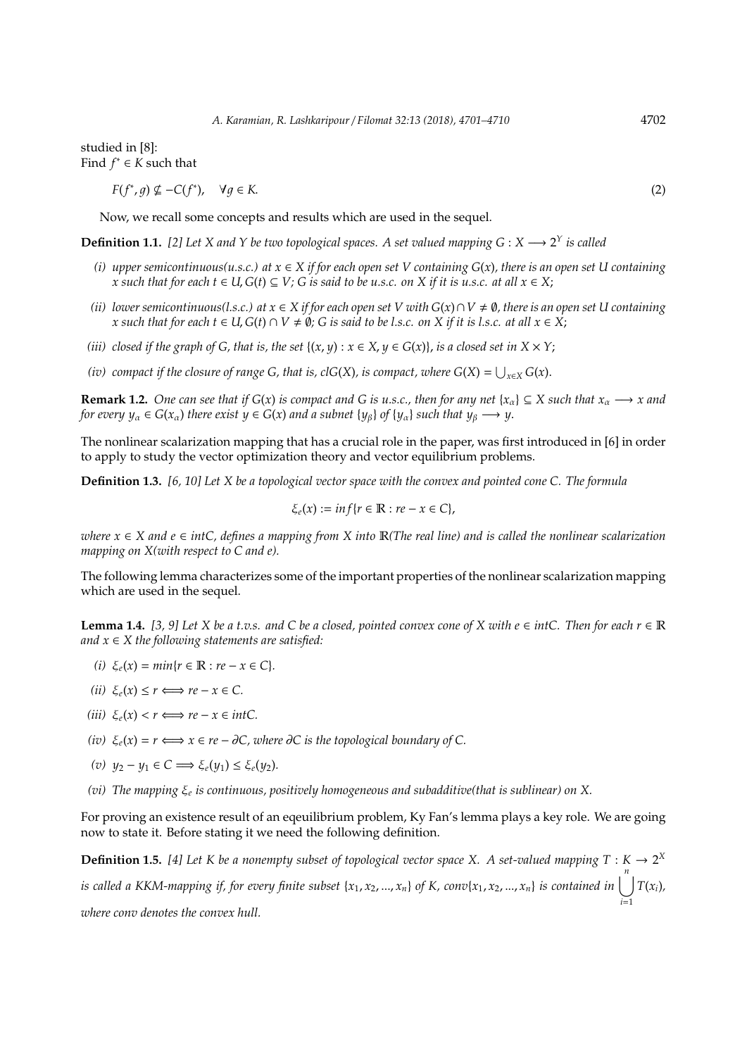studied in [8]:
Find $f^* \in K$ such that

$$F(f^*, g) \nsubseteq -C(f^*), \quad \forall g \in K. \tag{2}$$

Now, we recall some concepts and results which are used in the sequel.

**Definition 1.1.** *[2] Let $X$ and $Y$ be two topological spaces. A set valued mapping $G : X \longrightarrow 2^Y$ is called*

*(i) upper semicontinuous(u.s.c.) at $x \in X$ if for each open set $V$ containing $G(x)$, there is an open set $U$ containing $x$ such that for each $t \in U, G(t) \subseteq V$; $G$ is said to be u.s.c. on $X$ if it is u.s.c. at all $x \in X$;*

*(ii) lower semicontinuous(l.s.c.) at $x \in X$ if for each open set $V$ with $G(x) \cap V \neq \emptyset$, there is an open set $U$ containing $x$ such that for each $t \in U, G(t) \cap V \neq \emptyset$; $G$ is said to be l.s.c. on $X$ if it is l.s.c. at all $x \in X$;*

*(iii) closed if the graph of $G$, that is, the set $\{(x, y) : x \in X, y \in G(x)\}$, is a closed set in $X \times Y$;*

*(iv) compact if the closure of range $G$, that is, $clG(X)$, is compact, where $G(X) = \bigcup_{x \in X} G(x)$.*

**Remark 1.2.** *One can see that if $G(x)$ is compact and $G$ is u.s.c., then for any net $\{x_\alpha\} \subseteq X$ such that $x_\alpha \longrightarrow x$ and for every $y_\alpha \in G(x_\alpha)$ there exist $y \in G(x)$ and a subnet $\{y_\beta\}$ of $\{y_\alpha\}$ such that $y_\beta \longrightarrow y$.*

The nonlinear scalarization mapping that has a crucial role in the paper, was first introduced in [6] in order to apply to study the vector optimization theory and vector equilibrium problems.

**Definition 1.3.** *[6, 10] Let $X$ be a topological vector space with the convex and pointed cone $C$. The formula*

$$\xi_e(x) := inf\{r \in \mathbb{R} : re - x \in C\},$$

*where $x \in X$ and $e \in intC$, defines a mapping from $X$ into $\mathbb{R}$(The real line) and is called the nonlinear scalarization mapping on $X$(with respect to $C$ and $e$).*

The following lemma characterizes some of the important properties of the nonlinear scalarization mapping which are used in the sequel.

**Lemma 1.4.** *[3, 9] Let $X$ be a t.v.s. and $C$ be a closed, pointed convex cone of $X$ with $e \in intC$. Then for each $r \in \mathbb{R}$ and $x \in X$ the following statements are satisfied:*

*(i) $\xi_e(x) = min\{r \in \mathbb{R} : re - x \in C\}$.*

*(ii) $\xi_e(x) \leq r \Longleftrightarrow re - x \in C$.*

*(iii) $\xi_e(x) < r \Longleftrightarrow re - x \in intC$.*

*(iv) $\xi_e(x) = r \Longleftrightarrow x \in re - \partial C$, where $\partial C$ is the topological boundary of $C$.*

*(v) $y_2 - y_1 \in C \Longrightarrow \xi_e(y_1) \leq \xi_e(y_2)$.*

*(vi) The mapping $\xi_e$ is continuous, positively homogeneous and subadditive(that is sublinear) on $X$.*

For proving an existence result of an eqeuilibrium problem, Ky Fan's lemma plays a key role. We are going now to state it. Before stating it we need the following definition.

**Definition 1.5.** *[4] Let $K$ be a nonempty subset of topological vector space $X$. A set-valued mapping $T : K \rightarrow 2^X$ is called a KKM-mapping if, for every finite subset $\{x_1, x_2, ..., x_n\}$ of $K$, $conv\{x_1, x_2, ..., x_n\}$ is contained in $\bigcup_{i=1}^{n} T(x_i)$, where conv denotes the convex hull.*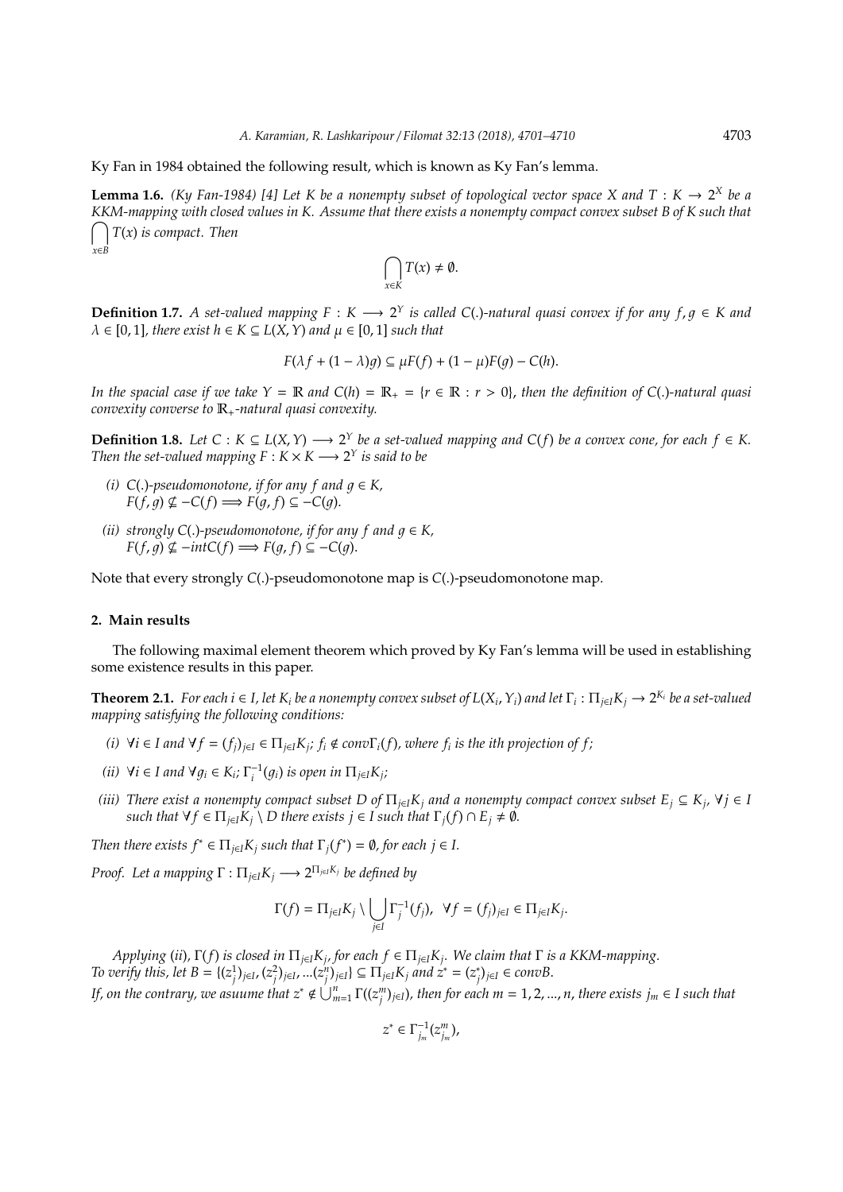Ky Fan in 1984 obtained the following result, which is known as Ky Fan's lemma.

**Lemma 1.6.** *(Ky Fan-1984) [4] Let $K$ be a nonempty subset of topological vector space $X$ and $T : K \to 2^X$ be a KKM-mapping with closed values in $K$. Assume that there exists a nonempty compact convex subset $B$ of $K$ such that $\bigcap_{x \in B} T(x)$ is compact. Then*

$$\bigcap_{x \in K} T(x) \neq \emptyset.$$

**Definition 1.7.** *A set-valued mapping $F : K \longrightarrow 2^Y$ is called $C(.)$-natural quasi convex if for any $f, g \in K$ and $\lambda \in [0, 1]$, there exist $h \in K \subseteq L(X, Y)$ and $\mu \in [0, 1]$ such that*

$$F(\lambda f + (1 - \lambda)g) \subseteq \mu F(f) + (1 - \mu)F(g) - C(h).$$

*In the spacial case if we take $Y = \mathbb{R}$ and $C(h) = \mathbb{R}_+ = \{r \in \mathbb{R} : r > 0\}$, then the definition of $C(.)$-natural quasi convexity converse to $\mathbb{R}_+$-natural quasi convexity.*

**Definition 1.8.** *Let $C : K \subseteq L(X, Y) \longrightarrow 2^Y$ be a set-valued mapping and $C(f)$ be a convex cone, for each $f \in K$. Then the set-valued mapping $F : K \times K \longrightarrow 2^Y$ is said to be*

- *(i) $C(.)$-pseudomonotone, if for any $f$ and $g \in K$,* 
  $F(f, g) \nsubseteq -C(f) \Longrightarrow F(g, f) \subseteq -C(g)$.
- *(ii) strongly $C(.)$-pseudomonotone, if for any $f$ and $g \in K$,* 
  $F(f, g) \nsubseteq -intC(f) \Longrightarrow F(g, f) \subseteq -C(g)$.

Note that every strongly $C(.)$-pseudomonotone map is $C(.)$-pseudomonotone map.

## 2. Main results

The following maximal element theorem which proved by Ky Fan's lemma will be used in establishing some existence results in this paper.

**Theorem 2.1.** *For each $i \in I$, let $K_i$ be a nonempty convex subset of $L(X_i, Y_i)$ and let $\Gamma_i : \Pi_{j \in I} K_j \to 2^{K_i}$ be a set-valued mapping satisfying the following conditions:*

- *(i) $\forall i \in I$ and $\forall f = (f_j)_{j \in I} \in \Pi_{j \in I} K_j$; $f_i \notin conv\Gamma_i(f)$, where $f_i$ is the ith projection of $f$;*
- *(ii) $\forall i \in I$ and $\forall g_i \in K_i$; $\Gamma_i^{-1}(g_i)$ is open in $\Pi_{j \in I} K_j$;*
- *(iii) There exist a nonempty compact subset $D$ of $\Pi_{j \in I} K_j$ and a nonempty compact convex subset $E_j \subseteq K_j$, $\forall j \in I$ such that $\forall f \in \Pi_{j \in I} K_j \setminus D$ there exists $j \in I$ such that $\Gamma_j(f) \cap E_j \neq \emptyset$.*

*Then there exists $f^* \in \Pi_{j \in I} K_j$ such that $\Gamma_j(f^*) = \emptyset$, for each $j \in I$.*

*Proof.* Let a mapping $\Gamma : \Pi_{j \in I} K_j \longrightarrow 2^{\Pi_{j \in I} K_j}$ be defined by

$$\Gamma(f) = \Pi_{j \in I} K_j \setminus \bigcup_{j \in I} \Gamma_j^{-1}(f_j), \quad \forall f = (f_j)_{j \in I} \in \Pi_{j \in I} K_j.$$

*Applying (ii), $\Gamma(f)$ is closed in $\Pi_{j \in I} K_j$, for each $f \in \Pi_{j \in I} K_j$. We claim that $\Gamma$ is a KKM-mapping. To verify this, let $B = \{(z_j^1)_{j \in I}, (z_j^2)_{j \in I}, ...(z_j^n)_{j \in I}\} \subseteq \Pi_{j \in I} K_j$ and $z^* = (z_j^*)_{j \in I} \in convB$. If, on the contrary, we asuume that $z^* \notin \bigcup_{m=1}^{n} \Gamma((z_j^m)_{j \in I})$, then for each $m = 1, 2, ..., n$, there exists $j_m \in I$ such that*

$$z^* \in \Gamma_{j_m}^{-1}(z_{j_m}^m),$$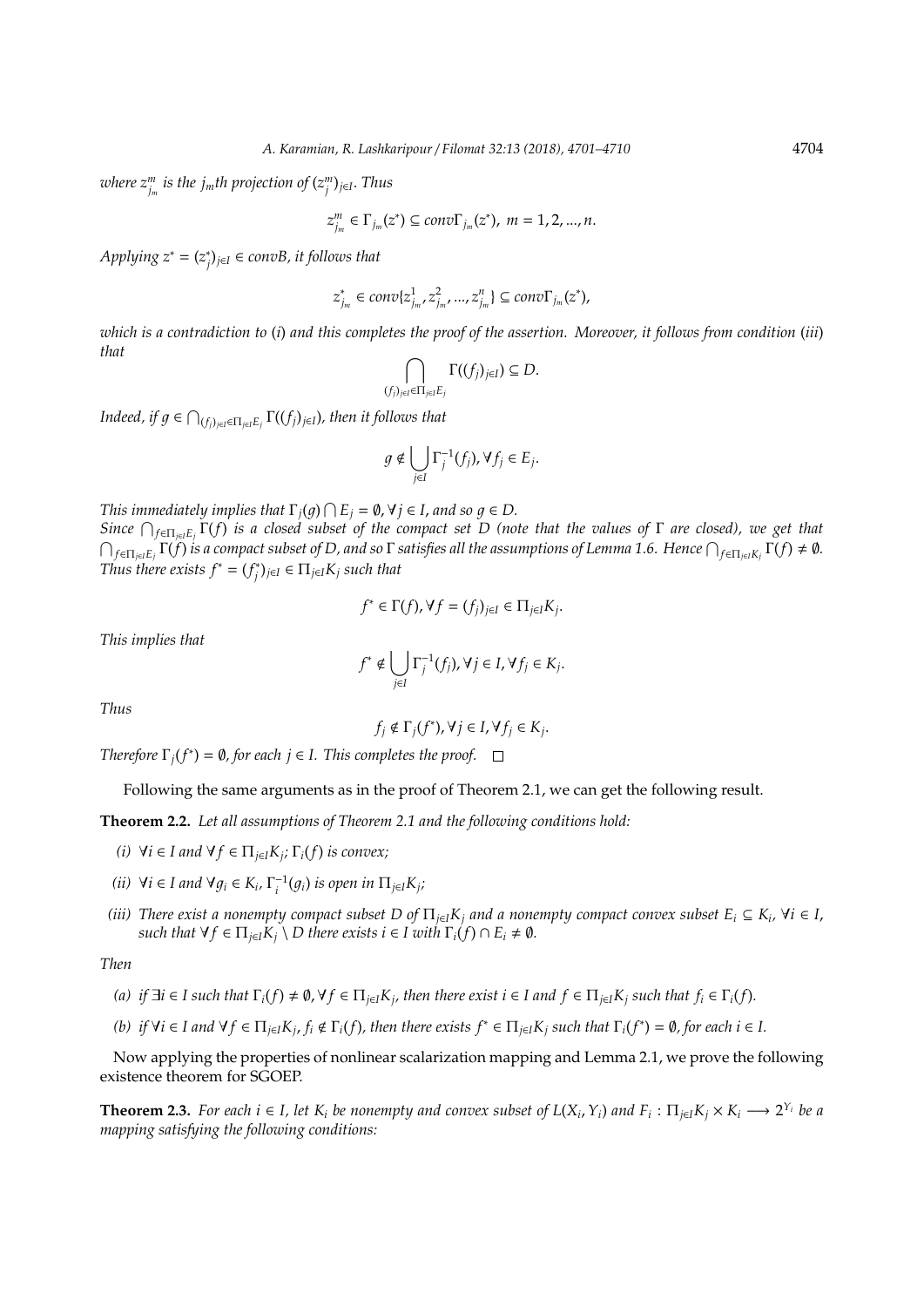*where $z^m_{j_m}$ is the $j_m$th projection of $(z^m_j)_{j\in I}$. Thus*

$$z^m_{j_m} \in \Gamma_{j_m}(z^*) \subseteq conv\Gamma_{j_m}(z^*),\ m = 1, 2, ..., n.$$

*Applying $z^* = (z^*_j)_{j\in I} \in convB$, it follows that*

$$z^*_{j_m} \in conv\{z^1_{j_m}, z^2_{j_m}, ..., z^n_{j_m}\} \subseteq conv\Gamma_{j_m}(z^*),$$

*which is a contradiction to (i) and this completes the proof of the assertion. Moreover, it follows from condition (iii) that*

$$\bigcap_{(f_j)_{j\in I}\in\Pi_{j\in I}E_j} \Gamma((f_j)_{j\in I}) \subseteq D.$$

*Indeed, if $g \in \bigcap_{(f_j)_{j\in I}\in\Pi_{j\in I}E_j} \Gamma((f_j)_{j\in I})$, then it follows that*

$$g \notin \bigcup_{j\in I} \Gamma^{-1}_j(f_j), \forall f_j \in E_j.$$

*This immediately implies that $\Gamma_j(g) \bigcap E_j = \emptyset, \forall j \in I$, and so $g \in D$.*

*Since $\bigcap_{f\in\Pi_{j\in I}E_j} \Gamma(f)$ is a closed subset of the compact set $D$ (note that the values of $\Gamma$ are closed), we get that $\bigcap_{f\in\Pi_{j\in I}E_j} \Gamma(f)$ is a compact subset of $D$, and so $\Gamma$ satisfies all the assumptions of Lemma 1.6. Hence $\bigcap_{f\in\Pi_{j\in I}K_j} \Gamma(f) \neq \emptyset$. Thus there exists $f^* = (f^*_j)_{j\in I} \in \Pi_{j\in I}K_j$ such that*

$$f^* \in \Gamma(f), \forall f = (f_j)_{j\in I} \in \Pi_{j\in I}K_j.$$

*This implies that*

$$f^* \notin \bigcup_{j\in I} \Gamma^{-1}_j(f_j), \forall j \in I, \forall f_j \in K_j.$$

*Thus*

$$f_j \notin \Gamma_j(f^*), \forall j \in I, \forall f_j \in K_j.$$

*Therefore $\Gamma_j(f^*) = \emptyset$, for each $j \in I$. This completes the proof.* □

Following the same arguments as in the proof of Theorem 2.1, we can get the following result.

**Theorem 2.2.** *Let all assumptions of Theorem 2.1 and the following conditions hold:*

- *(i) $\forall i \in I$ and $\forall f \in \Pi_{j\in I}K_j$; $\Gamma_i(f)$ is convex;*
- *(ii) $\forall i \in I$ and $\forall g_i \in K_i$, $\Gamma^{-1}_i(g_i)$ is open in $\Pi_{j\in I}K_j$;*
- *(iii) There exist a nonempty compact subset $D$ of $\Pi_{j\in I}K_j$ and a nonempty compact convex subset $E_i \subseteq K_i$, $\forall i \in I$, such that $\forall f \in \Pi_{j\in I}K_j \setminus D$ there exists $i \in I$ with $\Gamma_i(f) \cap E_i \neq \emptyset$.*

*Then*

- *(a) if $\exists i \in I$ such that $\Gamma_i(f) \neq \emptyset, \forall f \in \Pi_{j\in I}K_j$, then there exist $i \in I$ and $f \in \Pi_{j\in I}K_j$ such that $f_i \in \Gamma_i(f)$.*
- *(b) if $\forall i \in I$ and $\forall f \in \Pi_{j\in I}K_j$, $f_i \notin \Gamma_i(f)$, then there exists $f^* \in \Pi_{j\in I}K_j$ such that $\Gamma_i(f^*) = \emptyset$, for each $i \in I$.*

Now applying the properties of nonlinear scalarization mapping and Lemma 2.1, we prove the following existence theorem for SGOEP.

**Theorem 2.3.** *For each $i \in I$, let $K_i$ be nonempty and convex subset of $L(X_i, Y_i)$ and $F_i : \Pi_{j\in I}K_j \times K_i \longrightarrow 2^{Y_i}$ be a mapping satisfying the following conditions:*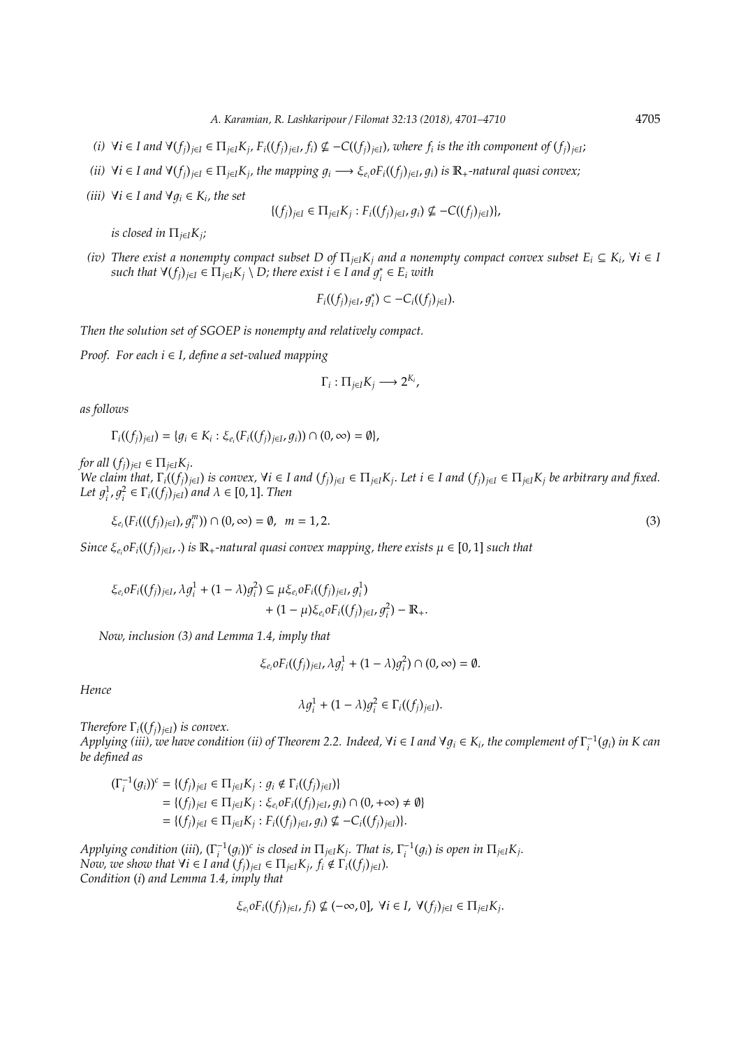*(i)* $\forall i \in I$ and $\forall (f_j)_{j\in I} \in \Pi_{j\in I} K_j$, $F_i((f_j)_{j\in I}, f_i) \nsubseteq -C((f_j)_{j\in I})$, where $f_i$ is the ith component of $(f_j)_{j\in I}$;

*(ii)* $\forall i \in I$ and $\forall (f_j)_{j\in I} \in \Pi_{j\in I} K_j$, the mapping $g_i \longrightarrow \xi_{e_i} o F_i((f_j)_{j\in I}, g_i)$ is $\mathbb{R}_+$-natural quasi convex;

*(iii)* $\forall i \in I$ and $\forall g_i \in K_i$, the set

$$\{(f_j)_{j\in I} \in \Pi_{j\in I} K_j : F_i((f_j)_{j\in I}, g_i) \nsubseteq -C((f_j)_{j\in I})\},$$

is closed in $\Pi_{j\in I} K_j$;

*(iv)* There exist a nonempty compact subset $D$ of $\Pi_{j\in I} K_j$ and a nonempty compact convex subset $E_i \subseteq K_i$, $\forall i \in I$ such that $\forall (f_j)_{j\in I} \in \Pi_{j\in I} K_j \setminus D$; there exist $i \in I$ and $g_i^* \in E_i$ with

$$F_i((f_j)_{j\in I}, g_i^*) \subset -C_i((f_j)_{j\in I}).$$

*Then the solution set of SGOEP is nonempty and relatively compact.*

*Proof.* For each $i \in I$, define a set-valued mapping

$$\Gamma_i : \Pi_{j\in I} K_j \longrightarrow 2^{K_i},$$

as follows

$$\Gamma_i((f_j)_{j\in I}) = \{g_i \in K_i : \xi_{e_i}(F_i((f_j)_{j\in I}, g_i)) \cap (0, \infty) = \emptyset\},$$

for all $(f_j)_{j\in I} \in \Pi_{j\in I} K_j$.

We claim that, $\Gamma_i((f_j)_{j\in I})$ is convex, $\forall i \in I$ and $(f_j)_{j\in I} \in \Pi_{j\in I} K_j$. Let $i \in I$ and $(f_j)_{j\in I} \in \Pi_{j\in I} K_j$ be arbitrary and fixed. Let $g_i^1, g_i^2 \in \Gamma_i((f_j)_{j\in I})$ and $\lambda \in [0,1]$. Then

$$\xi_{e_i}(F_i(((f_j)_{j\in I}), g_i^m)) \cap (0, \infty) = \emptyset, \quad m = 1, 2. \tag{3}$$

Since $\xi_{e_i} o F_i((f_j)_{j\in I}, .)$ is $\mathbb{R}_+$-natural quasi convex mapping, there exists $\mu \in [0,1]$ such that

$$\begin{aligned}\xi_{e_i} o F_i((f_j)_{j\in I}, \lambda g_i^1 + (1-\lambda) g_i^2) \subseteq\ & \mu \xi_{e_i} o F_i((f_j)_{j\in I}, g_i^1) \\ & + (1-\mu) \xi_{e_i} o F_i((f_j)_{j\in I}, g_i^2) - \mathbb{R}_+.\end{aligned}$$

Now, inclusion (3) and Lemma 1.4, imply that

$$\xi_{e_i} o F_i((f_j)_{j\in I}, \lambda g_i^1 + (1-\lambda) g_i^2) \cap (0, \infty) = \emptyset.$$

Hence

$$\lambda g_i^1 + (1-\lambda) g_i^2 \in \Gamma_i((f_j)_{j\in I}).$$

Therefore $\Gamma_i((f_j)_{j\in I})$ is convex.

Applying (iii), we have condition (ii) of Theorem 2.2. Indeed, $\forall i \in I$ and $\forall g_i \in K_i$, the complement of $\Gamma_i^{-1}(g_i)$ in $K$ can be defined as

$$\begin{aligned}(\Gamma_i^{-1}(g_i))^c &= \{(f_j)_{j\in I} \in \Pi_{j\in I} K_j : g_i \notin \Gamma_i((f_j)_{j\in I})\} \\ &= \{(f_j)_{j\in I} \in \Pi_{j\in I} K_j : \xi_{e_i} o F_i((f_j)_{j\in I}, g_i) \cap (0, +\infty) \neq \emptyset\} \\ &= \{(f_j)_{j\in I} \in \Pi_{j\in I} K_j : F_i((f_j)_{j\in I}, g_i) \nsubseteq -C_i((f_j)_{j\in I})\}.\end{aligned}$$

Applying condition (iii), $(\Gamma_i^{-1}(g_i))^c$ is closed in $\Pi_{j\in I} K_j$. That is, $\Gamma_i^{-1}(g_i)$ is open in $\Pi_{j\in I} K_j$.

Now, we show that $\forall i \in I$ and $(f_j)_{j\in I} \in \Pi_{j\in I} K_j$, $f_i \notin \Gamma_i((f_j)_{j\in I})$.

Condition (i) and Lemma 1.4, imply that

$$\xi_{e_i} o F_i((f_j)_{j\in I}, f_i) \nsubseteq (-\infty, 0], \ \forall i \in I, \ \forall (f_j)_{j\in I} \in \Pi_{j\in I} K_j.$$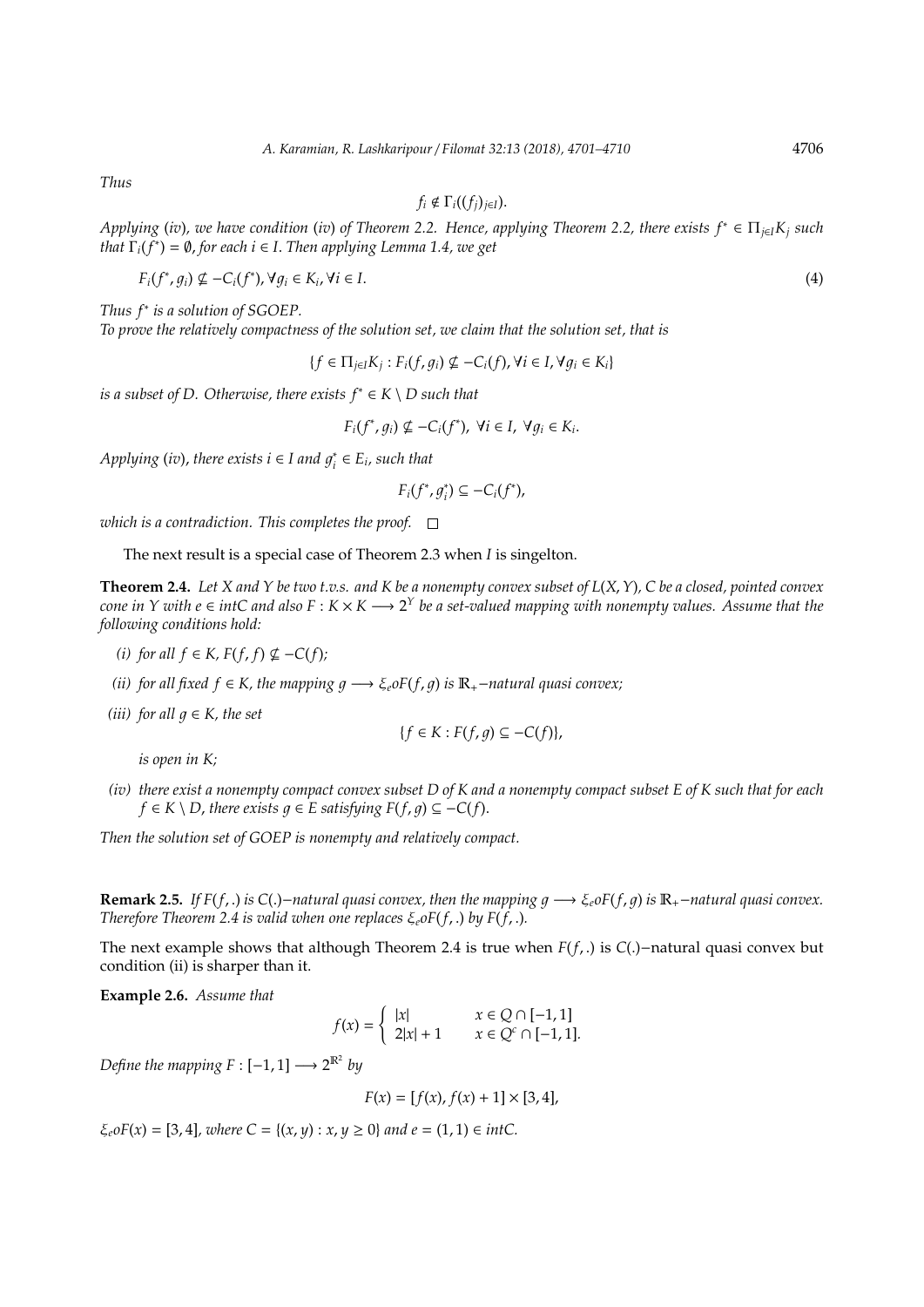*Thus*

$$f_i \notin \Gamma_i((f_j)_{j\in I}).$$

*Applying* (*iv*)*, we have condition* (*iv*) *of Theorem 2.2. Hence, applying Theorem 2.2, there exists* $f^* \in \Pi_{j\in I} K_j$ *such that* $\Gamma_i(f^*) = \emptyset$*, for each* $i \in I$*. Then applying Lemma 1.4, we get*

$$F_i(f^*, g_i) \nsubseteq -C_i(f^*), \forall g_i \in K_i, \forall i \in I. \tag{4}$$

*Thus* $f^*$ *is a solution of SGOEP.*

*To prove the relatively compactness of the solution set, we claim that the solution set, that is*

$$\{f \in \Pi_{j\in I} K_j : F_i(f, g_i) \nsubseteq -C_i(f), \forall i \in I, \forall g_i \in K_i\}$$

*is a subset of* $D$*. Otherwise, there exists* $f^* \in K \setminus D$ *such that*

$$F_i(f^*, g_i) \nsubseteq -C_i(f^*),\ \forall i \in I,\ \forall g_i \in K_i.$$

*Applying* (*iv*)*, there exists* $i \in I$ *and* $g_i^* \in E_i$*, such that*

$$F_i(f^*, g_i^*) \subseteq -C_i(f^*),$$

*which is a contradiction. This completes the proof.* □

The next result is a special case of Theorem 2.3 when $I$ is singelton.

**Theorem 2.4.** *Let* $X$ *and* $Y$ *be two t.v.s. and* $K$ *be a nonempty convex subset of* $L(X, Y)$*,* $C$ *be a closed, pointed convex cone in* $Y$ *with* $e \in intC$ *and also* $F : K \times K \longrightarrow 2^Y$ *be a set-valued mapping with nonempty values. Assume that the following conditions hold:*

*(i) for all* $f \in K$*,* $F(f, f) \nsubseteq -C(f)$*;*

*(ii) for all fixed* $f \in K$*, the mapping* $g \longrightarrow \xi_e o F(f, g)$ *is* $\mathbb{R}_+$*−natural quasi convex;*

*(iii) for all* $g \in K$*, the set*

$$\{f \in K : F(f, g) \subseteq -C(f)\},$$

*is open in* $K$*;*

*(iv) there exist a nonempty compact convex subset* $D$ *of* $K$ *and a nonempty compact subset* $E$ *of* $K$ *such that for each* $f \in K \setminus D$*, there exists* $g \in E$ *satisfying* $F(f, g) \subseteq -C(f)$*.*

*Then the solution set of GOEP is nonempty and relatively compact.*

**Remark 2.5.** *If* $F(f, .)$ *is* $C(.)$*−natural quasi convex, then the mapping* $g \longrightarrow \xi_e o F(f, g)$ *is* $\mathbb{R}_+$*−natural quasi convex. Therefore Theorem 2.4 is valid when one replaces* $\xi_e o F(f, .)$ *by* $F(f, .)$*.*

The next example shows that although Theorem 2.4 is true when $F(f, .)$ is $C(.)$−natural quasi convex but condition (ii) is sharper than it.

**Example 2.6.** *Assume that*

$$f(x) = \begin{cases} |x| & x \in Q \cap [-1, 1] \\ 2|x| + 1 & x \in Q^c \cap [-1, 1]. \end{cases}$$

*Define the mapping* $F : [-1, 1] \longrightarrow 2^{\mathbb{R}^2}$ *by*

$$F(x) = [f(x), f(x) + 1] \times [3, 4],$$

$\xi_e o F(x) = [3, 4]$*, where* $C = \{(x, y) : x, y \geq 0\}$ *and* $e = (1, 1) \in intC$*.*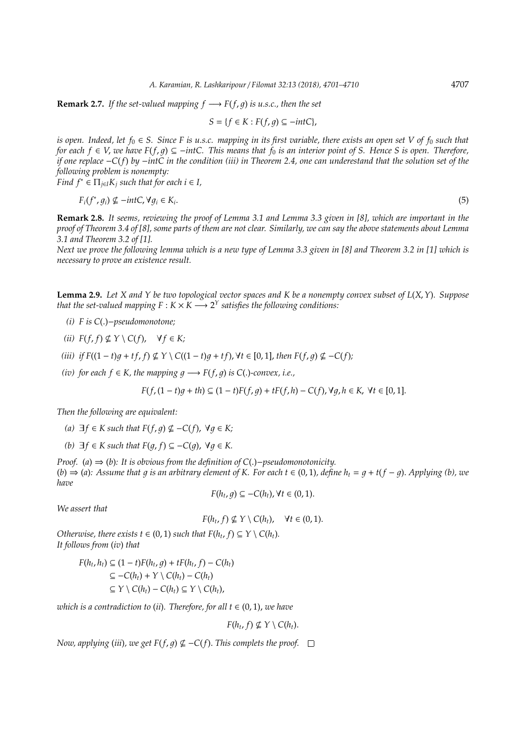**Remark 2.7.** *If the set-valued mapping $f \longrightarrow F(f,g)$ is u.s.c., then the set*

$$S = \{f \in K : F(f,g) \subseteq -intC\},$$

*is open. Indeed, let $f_0 \in S$. Since $F$ is u.s.c. mapping in its first variable, there exists an open set $V$ of $f_0$ such that for each $f \in V$, we have $F(f,g) \subseteq -intC$. This means that $f_0$ is an interior point of $S$. Hence $S$ is open. Therefore, if one replace $-C(f)$ by $-intC$ in the condition (iii) in Theorem 2.4, one can underestand that the solution set of the following problem is nonempty:*

*Find $f^* \in \Pi_{j\in I} K_j$ such that for each $i \in I$,*

$$F_i(f^*, g_i) \nsubseteq -intC, \forall g_i \in K_i. \tag{5}$$

**Remark 2.8.** *It seems, reviewing the proof of Lemma 3.1 and Lemma 3.3 given in [8], which are important in the proof of Theorem 3.4 of [8], some parts of them are not clear. Similarly, we can say the above statements about Lemma 3.1 and Theorem 3.2 of [1].*

*Next we prove the following lemma which is a new type of Lemma 3.3 given in [8] and Theorem 3.2 in [1] which is necessary to prove an existence result.*

**Lemma 2.9.** *Let $X$ and $Y$ be two topological vector spaces and $K$ be a nonempty convex subset of $L(X,Y)$. Suppose that the set-valued mapping $F : K \times K \longrightarrow 2^Y$ satisfies the following conditions:*

- *(i) $F$ is $C(.)-$pseudomonotone;*
- *(ii) $F(f,f) \nsubseteq Y \setminus C(f), \quad \forall f \in K$;*
- *(iii) if $F((1-t)g + tf, f) \nsubseteq Y \setminus C((1-t)g + tf), \forall t \in [0,1]$, then $F(f,g) \nsubseteq -C(f)$;*
- *(iv) for each $f \in K$, the mapping $g \longrightarrow F(f,g)$ is $C(.)$-convex, i.e.,*

$$F(f,(1-t)g + th) \subseteq (1-t)F(f,g) + tF(f,h) - C(f), \forall g,h \in K, \forall t \in [0,1].$$

*Then the following are equivalent:*

- *(a) $\exists f \in K$ such that $F(f,g) \nsubseteq -C(f), \ \forall g \in K$;*
- *(b) $\exists f \in K$ such that $F(g,f) \subseteq -C(g), \ \forall g \in K$.*

*Proof.* $(a) \Rightarrow (b)$: *It is obvious from the definition of $C(.)-$pseudomonotonicity.*
$(b) \Rightarrow (a)$: *Assume that $g$ is an arbitrary element of $K$. For each $t \in (0,1)$, define $h_t = g + t(f-g)$. Applying (b), we have*

$$F(h_t, g) \subseteq -C(h_t), \forall t \in (0,1).$$

*We assert that*

$$F(h_t, f) \nsubseteq Y \setminus C(h_t), \quad \forall t \in (0,1).$$

*Otherwise, there exists $t \in (0,1)$ such that $F(h_t, f) \subseteq Y \setminus C(h_t)$.*
*It follows from (iv) that*

$$\begin{aligned}
F(h_t, h_t) &\subseteq (1-t)F(h_t, g) + tF(h_t, f) - C(h_t) \\
&\subseteq -C(h_t) + Y \setminus C(h_t) - C(h_t) \\
&\subseteq Y \setminus C(h_t) - C(h_t) \subseteq Y \setminus C(h_t),
\end{aligned}$$

*which is a contradiction to (ii). Therefore, for all $t \in (0,1)$, we have*

$$F(h_t, f) \nsubseteq Y \setminus C(h_t).$$

*Now, applying (iii), we get $F(f,g) \nsubseteq -C(f)$. This complets the proof.* $\square$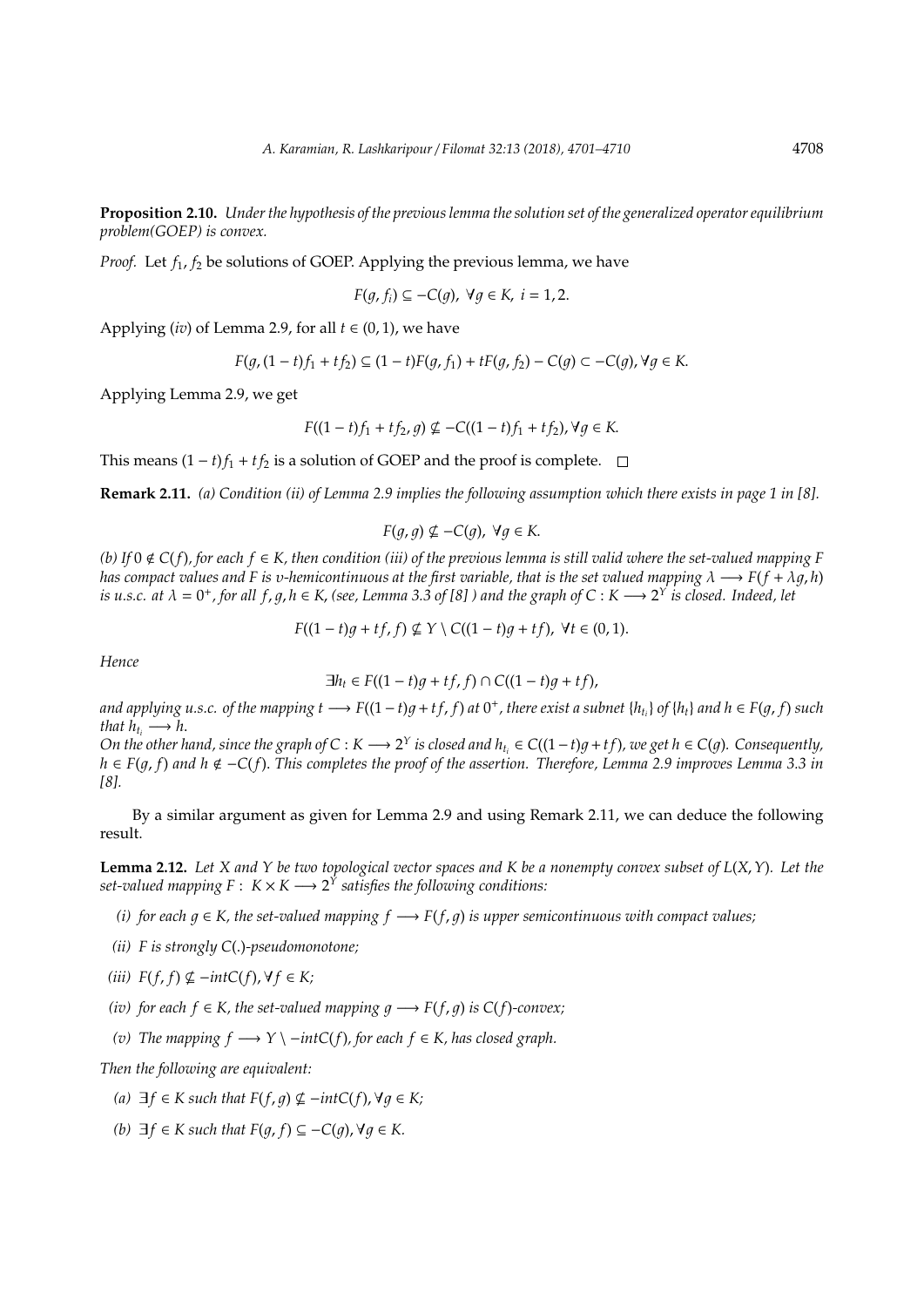**Proposition 2.10.** *Under the hypothesis of the previous lemma the solution set of the generalized operator equilibrium problem(GOEP) is convex.*

*Proof.* Let $f_1, f_2$ be solutions of GOEP. Applying the previous lemma, we have

$$F(g, f_i) \subseteq -C(g), \ \forall g \in K, \ i = 1, 2.$$

Applying $(iv)$ of Lemma 2.9, for all $t \in (0, 1)$, we have

$$F(g, (1-t)f_1 + tf_2) \subseteq (1-t)F(g, f_1) + tF(g, f_2) - C(g) \subset -C(g), \forall g \in K.$$

Applying Lemma 2.9, we get

$$F((1-t)f_1 + tf_2, g) \nsubseteq -C((1-t)f_1 + tf_2), \forall g \in K.$$

This means $(1-t)f_1 + tf_2$ is a solution of GOEP and the proof is complete. □

**Remark 2.11.** *(a) Condition (ii) of Lemma 2.9 implies the following assumption which there exists in page 1 in [8].*

$$F(g, g) \nsubseteq -C(g), \ \forall g \in K.$$

*(b) If $0 \notin C(f)$, for each $f \in K$, then condition (iii) of the previous lemma is still valid where the set-valued mapping $F$ has compact values and $F$ is v-hemicontinuous at the first variable, that is the set valued mapping $\lambda \longrightarrow F(f + \lambda g, h)$ is u.s.c. at $\lambda = 0^+$, for all $f, g, h \in K$, (see, Lemma 3.3 of [8] ) and the graph of $C : K \longrightarrow 2^Y$ is closed. Indeed, let*

$$F((1-t)g + tf, f) \nsubseteq Y \setminus C((1-t)g + tf), \ \forall t \in (0, 1).$$

*Hence*

$$\exists h_t \in F((1-t)g + tf, f) \cap C((1-t)g + tf),$$

*and applying u.s.c. of the mapping $t \longrightarrow F((1-t)g+tf, f)$ at $0^+$, there exist a subnet $\{h_{t_i}\}$ of $\{h_t\}$ and $h \in F(g, f)$ such that $h_{t_i} \longrightarrow h$.*
*On the other hand, since the graph of $C : K \longrightarrow 2^Y$ is closed and $h_{t_i} \in C((1-t)g+tf)$, we get $h \in C(g)$. Consequently, $h \in F(g, f)$ and $h \notin -C(f)$. This completes the proof of the assertion. Therefore, Lemma 2.9 improves Lemma 3.3 in [8].*

By a similar argument as given for Lemma 2.9 and using Remark 2.11, we can deduce the following result.

**Lemma 2.12.** *Let $X$ and $Y$ be two topological vector spaces and $K$ be a nonempty convex subset of $L(X, Y)$. Let the set-valued mapping $F : K \times K \longrightarrow 2^Y$ satisfies the following conditions:*

*(i) for each $g \in K$, the set-valued mapping $f \longrightarrow F(f, g)$ is upper semicontinuous with compact values;*

*(ii) $F$ is strongly $C(.)$-pseudomonotone;*

*(iii) $F(f, f) \nsubseteq -intC(f), \forall f \in K$;*

*(iv) for each $f \in K$, the set-valued mapping $g \longrightarrow F(f, g)$ is $C(f)$-convex;*

*(v) The mapping $f \longrightarrow Y \setminus -intC(f)$, for each $f \in K$, has closed graph.*

*Then the following are equivalent:*

*(a) $\exists f \in K$ such that $F(f, g) \nsubseteq -intC(f), \forall g \in K$;*

*(b) $\exists f \in K$ such that $F(g, f) \subseteq -C(g), \forall g \in K$.*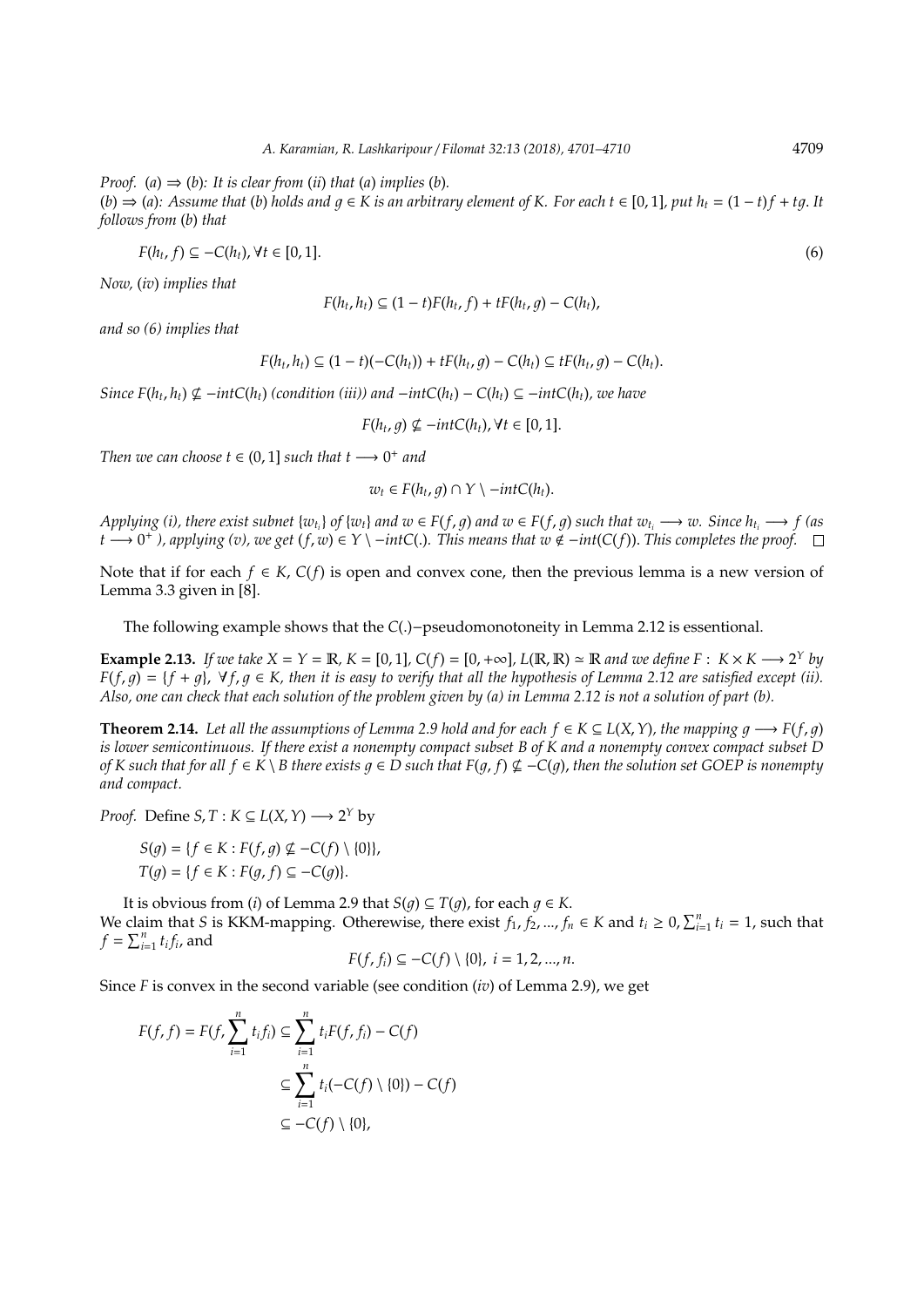*Proof.* $(a) \Longrightarrow (b)$: *It is clear from* $(ii)$ *that* $(a)$ *implies* $(b)$.
$(b) \Longrightarrow (a)$: *Assume that* $(b)$ *holds and* $g \in K$ *is an arbitrary element of* $K$. *For each* $t \in [0,1]$, *put* $h_t = (1-t)f + tg$. *It follows from* $(b)$ *that*

$$F(h_t, f) \subseteq -C(h_t), \forall t \in [0,1]. \tag{6}$$

*Now,* $(iv)$ *implies that*

$$F(h_t, h_t) \subseteq (1-t)F(h_t, f) + tF(h_t, g) - C(h_t),$$

*and so (6) implies that*

$$F(h_t, h_t) \subseteq (1-t)(-C(h_t)) + tF(h_t, g) - C(h_t) \subseteq tF(h_t, g) - C(h_t).$$

*Since* $F(h_t, h_t) \nsubseteq -intC(h_t)$ *(condition (iii)) and* $-intC(h_t) - C(h_t) \subseteq -intC(h_t)$, *we have*

$$F(h_t, g) \nsubseteq -intC(h_t), \forall t \in [0,1].$$

*Then we can choose* $t \in (0,1]$ *such that* $t \longrightarrow 0^+$ *and*

$$w_t \in F(h_t, g) \cap Y \setminus -intC(h_t).$$

*Applying (i), there exist subnet* $\{w_{t_i}\}$ *of* $\{w_t\}$ *and* $w \in F(f,g)$ *and* $w \in F(f,g)$ *such that* $w_{t_i} \longrightarrow w$. *Since* $h_{t_i} \longrightarrow f$ *(as* $t \longrightarrow 0^+$ *), applying (v), we get* $(f, w) \in Y \setminus -intC(.)$. *This means that* $w \notin -int(C(f))$. *This completes the proof.* $\square$

Note that if for each $f \in K$, $C(f)$ is open and convex cone, then the previous lemma is a new version of Lemma 3.3 given in [8].

The following example shows that the $C(.)-$pseudomonotoneity in Lemma 2.12 is essential.

**Example 2.13.** *If we take* $X = Y = \mathbb{R}$, $K = [0,1]$, $C(f) = [0, +\infty]$, $L(\mathbb{R}, \mathbb{R}) \simeq \mathbb{R}$ *and we define* $F: K \times K \longrightarrow 2^Y$ *by* $F(f,g) = \{f + g\}$, $\forall f, g \in K$, *then it is easy to verify that all the hypothesis of Lemma 2.12 are satisfied except (ii). Also, one can check that each solution of the problem given by (a) in Lemma 2.12 is not a solution of part (b).*

**Theorem 2.14.** *Let all the assumptions of Lemma 2.9 hold and for each* $f \in K \subseteq L(X,Y)$, *the mapping* $g \longrightarrow F(f,g)$ *is lower semicontinuous. If there exist a nonempty compact subset* $B$ *of* $K$ *and a nonempty convex compact subset* $D$ *of* $K$ *such that for all* $f \in K \setminus B$ *there exists* $g \in D$ *such that* $F(g,f) \nsubseteq -C(g)$, *then the solution set GOEP is nonempty and compact.*

*Proof.* Define $S, T : K \subseteq L(X,Y) \longrightarrow 2^Y$ by

$$S(g) = \{f \in K : F(f,g) \nsubseteq -C(f) \setminus \{0\}\},$$
$$T(g) = \{f \in K : F(g,f) \subseteq -C(g)\}.$$

It is obvious from $(i)$ of Lemma 2.9 that $S(g) \subseteq T(g)$, for each $g \in K$.
We claim that $S$ is KKM-mapping. Otherewise, there exist $f_1, f_2, ..., f_n \in K$ and $t_i \geq 0, \sum_{i=1}^n t_i = 1$, such that $f = \sum_{i=1}^n t_i f_i$, and

$$F(f, f_i) \subseteq -C(f) \setminus \{0\},\ i = 1, 2, ..., n.$$

Since $F$ is convex in the second variable (see condition $(iv)$ of Lemma 2.9), we get

$$\begin{aligned}
F(f,f) = F(f, \sum_{i=1}^n t_i f_i) &\subseteq \sum_{i=1}^n t_i F(f, f_i) - C(f) \\
&\subseteq \sum_{i=1}^n t_i(-C(f) \setminus \{0\}) - C(f) \\
&\subseteq -C(f) \setminus \{0\},
\end{aligned}$$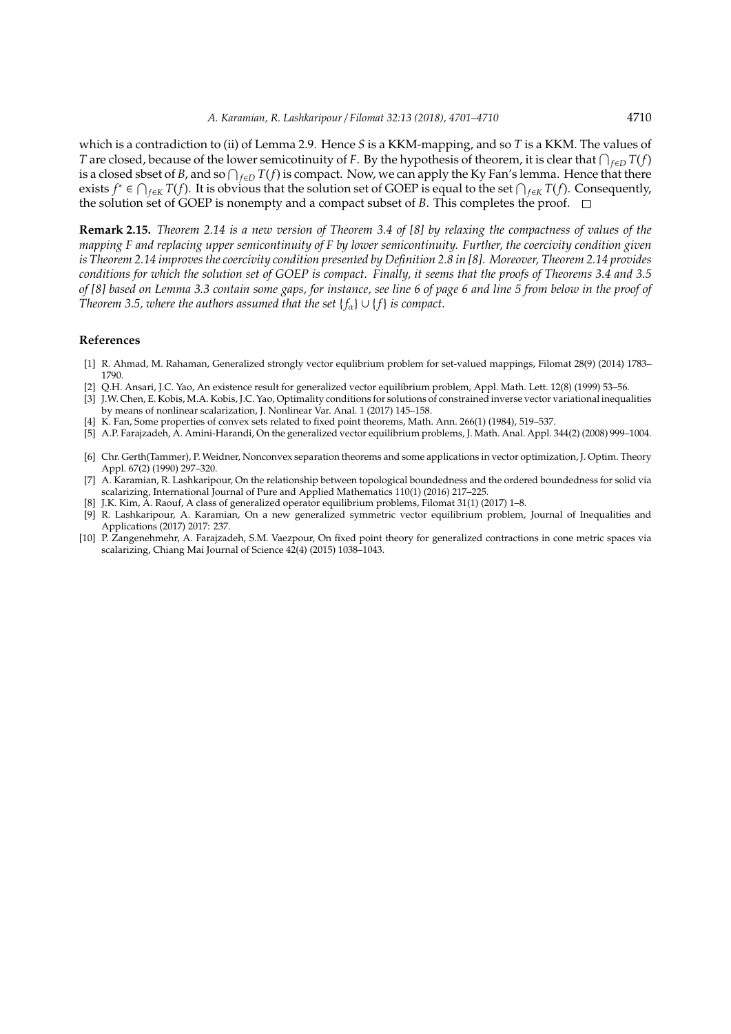which is a contradiction to (ii) of Lemma 2.9. Hence $S$ is a KKM-mapping, and so $T$ is a KKM. The values of $T$ are closed, because of the lower semicotinuity of $F$. By the hypothesis of theorem, it is clear that $\bigcap_{f \in D} T(f)$ is a closed sbset of $B$, and so $\bigcap_{f \in D} T(f)$ is compact. Now, we can apply the Ky Fan's lemma. Hence that there exists $f^* \in \bigcap_{f \in K} T(f)$. It is obvious that the solution set of GOEP is equal to the set $\bigcap_{f \in K} T(f)$. Consequently, the solution set of GOEP is nonempty and a compact subset of $B$. This completes the proof. □

**Remark 2.15.** *Theorem 2.14 is a new version of Theorem 3.4 of [8] by relaxing the compactness of values of the mapping $F$ and replacing upper semicontinuity of $F$ by lower semicontinuity. Further, the coercivity condition given is Theorem 2.14 improves the coercivity condition presented by Definition 2.8 in [8]. Moreover, Theorem 2.14 provides conditions for which the solution set of GOEP is compact. Finally, it seems that the proofs of Theorems 3.4 and 3.5 of [8] based on Lemma 3.3 contain some gaps, for instance, see line 6 of page 6 and line 5 from below in the proof of Theorem 3.5, where the authors assumed that the set $\{f_\alpha\} \cup \{f\}$ is compact.*

## References

[1] R. Ahmad, M. Rahaman, Generalized strongly vector equlibrium problem for set-valued mappings, Filomat 28(9) (2014) 1783–1790.

[2] Q.H. Ansari, J.C. Yao, An existence result for generalized vector equilibrium problem, Appl. Math. Lett. 12(8) (1999) 53–56.

[3] J.W. Chen, E. Kobis, M.A. Kobis, J.C. Yao, Optimality conditions for solutions of constrained inverse vector variational inequalities by means of nonlinear scalarization, J. Nonlinear Var. Anal. 1 (2017) 145–158.

[4] K. Fan, Some properties of convex sets related to fixed point theorems, Math. Ann. 266(1) (1984), 519–537.

[5] A.P. Farajzadeh, A. Amini-Harandi, On the generalized vector equilibrium problems, J. Math. Anal. Appl. 344(2) (2008) 999–1004.

[6] Chr. Gerth(Tammer), P. Weidner, Nonconvex separation theorems and some applications in vector optimization, J. Optim. Theory Appl. 67(2) (1990) 297–320.

[7] A. Karamian, R. Lashkaripour, On the relationship between topological boundedness and the ordered boundedness for solid via scalarizing, International Journal of Pure and Applied Mathematics 110(1) (2016) 217–225.

[8] J.K. Kim, A. Raouf, A class of generalized operator equilibrium problems, Filomat 31(1) (2017) 1–8.

[9] R. Lashkaripour, A. Karamian, On a new generalized symmetric vector equilibrium problem, Journal of Inequalities and Applications (2017) 2017: 237.

[10] P. Zangenehmehr, A. Farajzadeh, S.M. Vaezpour, On fixed point theory for generalized contractions in cone metric spaces via scalarizing, Chiang Mai Journal of Science 42(4) (2015) 1038–1043.